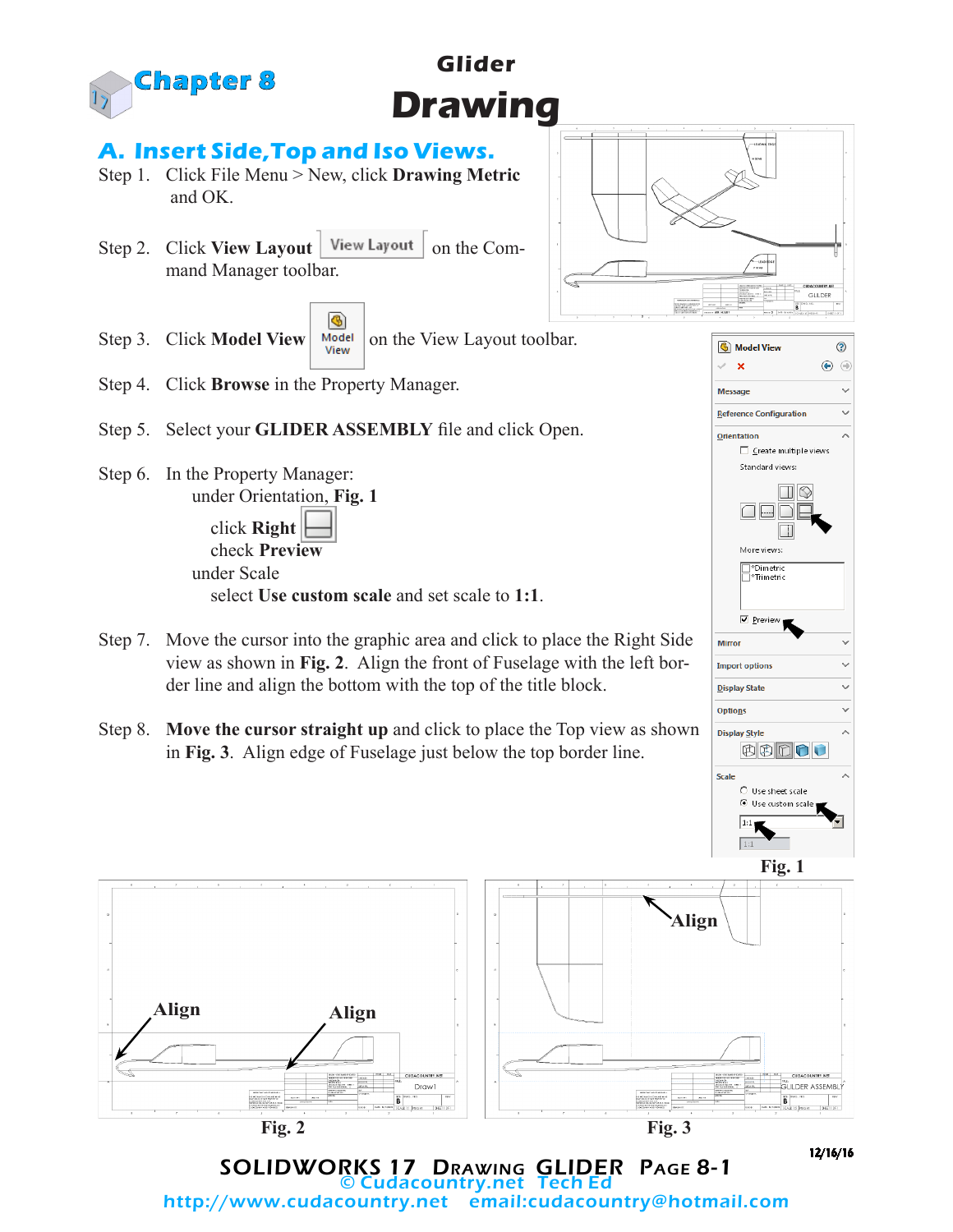# Chapter 8

## Glider Drawing

### A. Insert Side,Top and Iso Views.

Step 1. Click File Menu > New, click **Drawing Metric** and OK.

Step 2. Click **View Layout** View Layout on the Command Manager toolbar.

Step 3. Click **Model View** Model View on the View Layout toolbar.

Step 4. Click **Browse** in the Property Manager.

Step 5. Select your **GLIDER ASSEMBLY** file and click Open.

Step 6. In the Property Manager:
 under Orientation, **Fig. 1**
  click **Right**
  check **Preview**
 under Scale
  select **Use custom scale** and set scale to **1:1**.

Step 7. Move the cursor into the graphic area and click to place the Right Side view as shown in **Fig. 2**. Align the front of Fuselage with the left border line and align the bottom with the top of the title block.

Step 8. **Move the cursor straight up** and click to place the Top view as shown in **Fig. 3**. Align edge of Fuselage just below the top border line.

Fig. 1

Align

Align

Fig. 2

Align

Fig. 3

12/16/16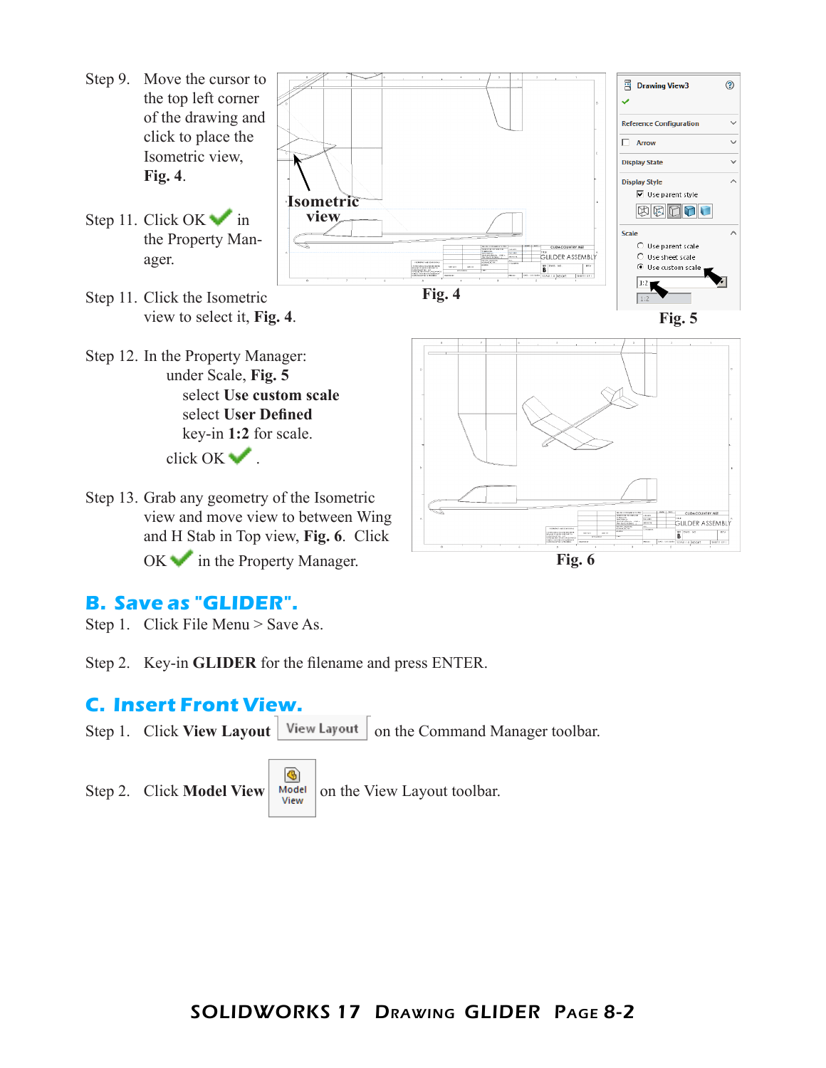Step 9. Move the cursor to the top left corner of the drawing and click to place the Isometric view, **Fig. 4**.

Step 11. Click OK ✔ in the Property Manager.

Step 11. Click the Isometric view to select it, **Fig. 4**.

Isometric view

Fig. 4

Fig. 5

Step 12. In the Property Manager:
under Scale, **Fig. 5**
select **Use custom scale**
select **User Defined**
key-in **1:2** for scale.
click OK ✔ .

Step 13. Grab any geometry of the Isometric view and move view to between Wing and H Stab in Top view, **Fig. 6**. Click OK ✔ in the Property Manager.

Fig. 6

## B. Save as "GLIDER".

Step 1. Click File Menu > Save As.

Step 2. Key-in **GLIDER** for the filename and press ENTER.

## C. Insert Front View.

Step 1. Click **View Layout** [View Layout] on the Command Manager toolbar.

Step 2. Click **Model View** [Model View] on the View Layout toolbar.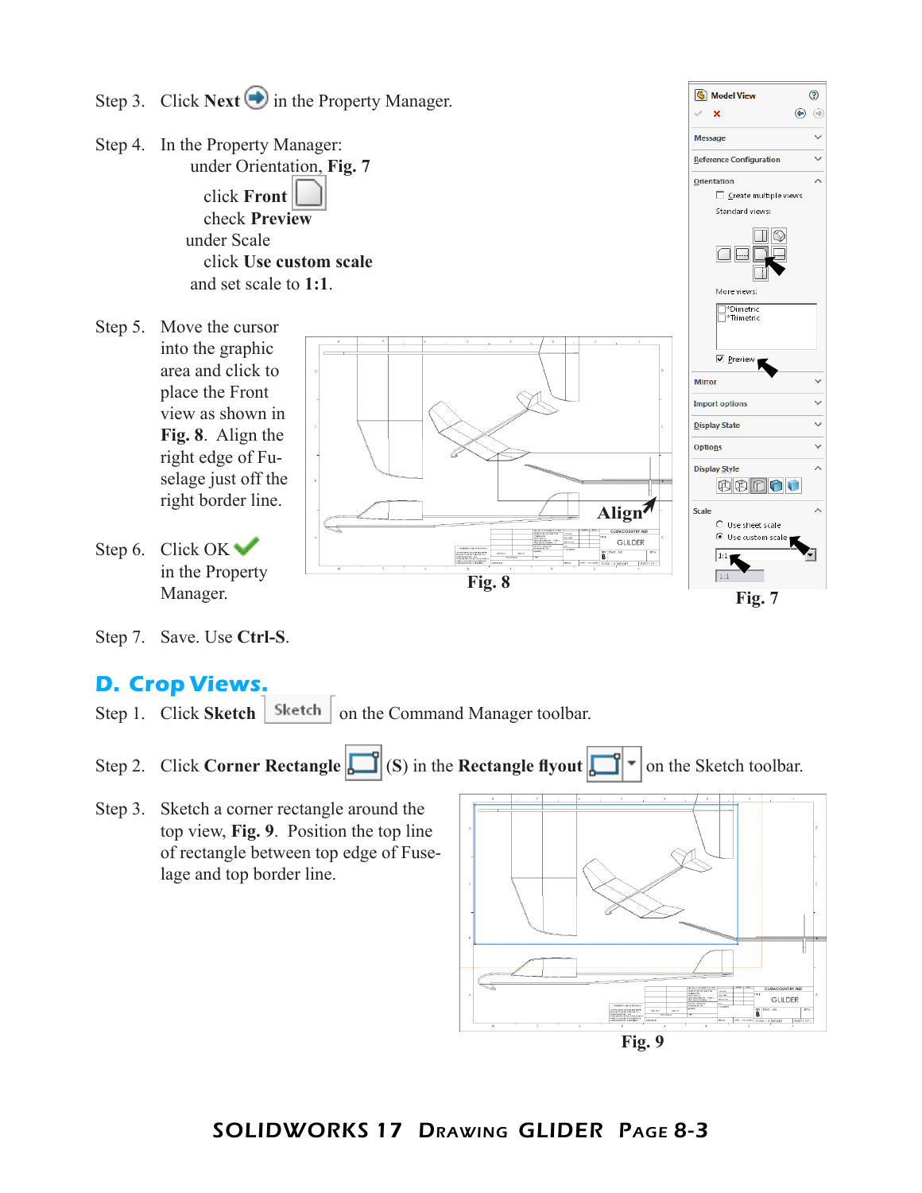Step 3. Click **Next** in the Property Manager.

Step 4. In the Property Manager:
under Orientation, **Fig. 7**
click **Front**
check **Preview**
under Scale
click **Use custom scale**
and set scale to **1:1**.

Step 5. Move the cursor into the graphic area and click to place the Front view as shown in **Fig. 8**. Align the right edge of Fuselage just off the right border line.

Fig. 8

Fig. 7

Step 6. Click OK in the Property Manager.

Step 7. Save. Use **Ctrl-S**.

## D. Crop Views.

Step 1. Click **Sketch** on the Command Manager toolbar.

Step 2. Click **Corner Rectangle** (**S**) in the **Rectangle flyout** on the Sketch toolbar.

Step 3. Sketch a corner rectangle around the top view, **Fig. 9**. Position the top line of rectangle between top edge of Fuselage and top border line.

Fig. 9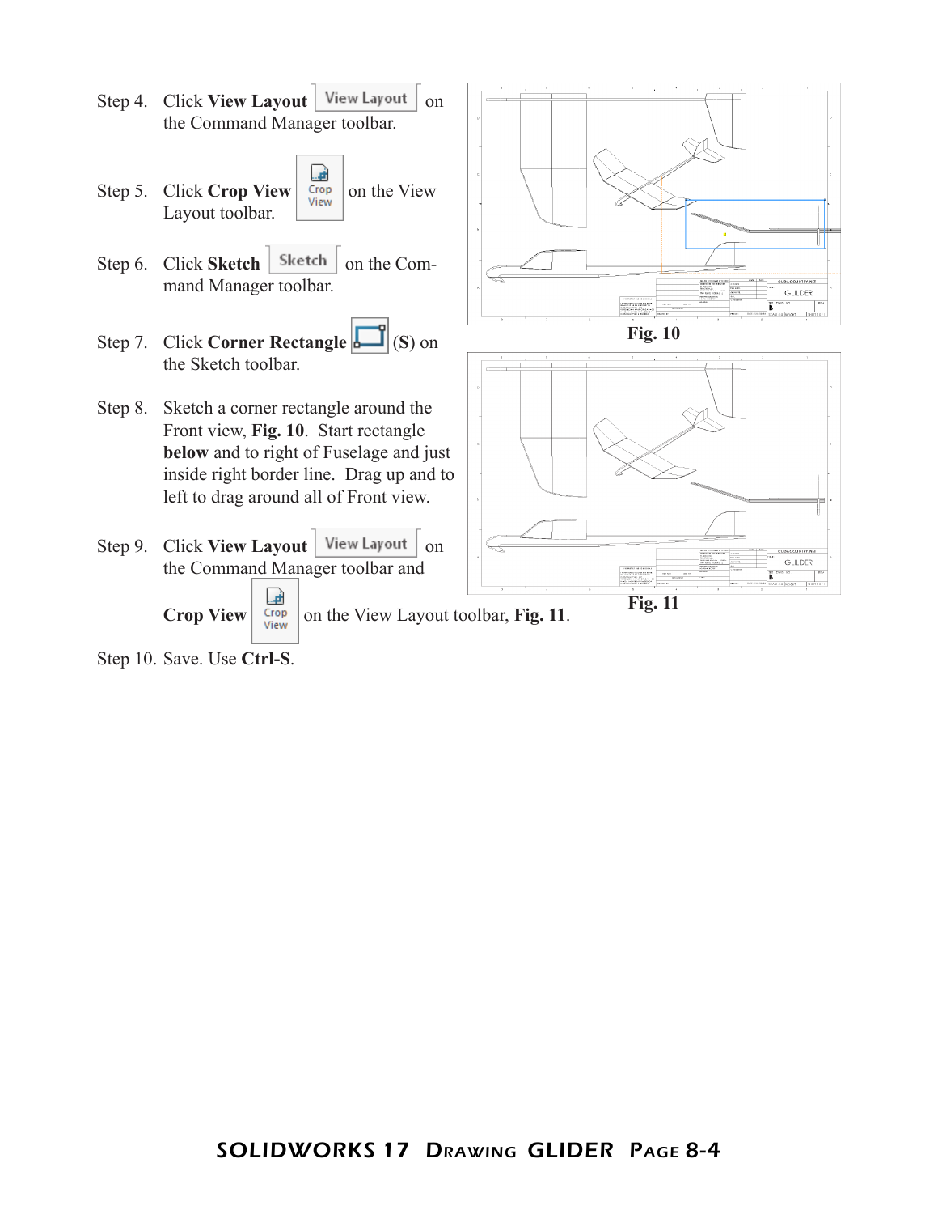Step 4. Click **View Layout** on the Command Manager toolbar.

Step 5. Click **Crop View** on the View Layout toolbar.

Step 6. Click **Sketch** on the Command Manager toolbar.

Step 7. Click **Corner Rectangle** (**S**) on the Sketch toolbar.

Step 8. Sketch a corner rectangle around the Front view, **Fig. 10**. Start rectangle **below** and to right of Fuselage and just inside right border line. Drag up and to left to drag around all of Front view.

Fig. 10

Step 9. Click **View Layout** on the Command Manager toolbar and **Crop View** on the View Layout toolbar, **Fig. 11**.

Fig. 11

Step 10. Save. Use **Ctrl-S**.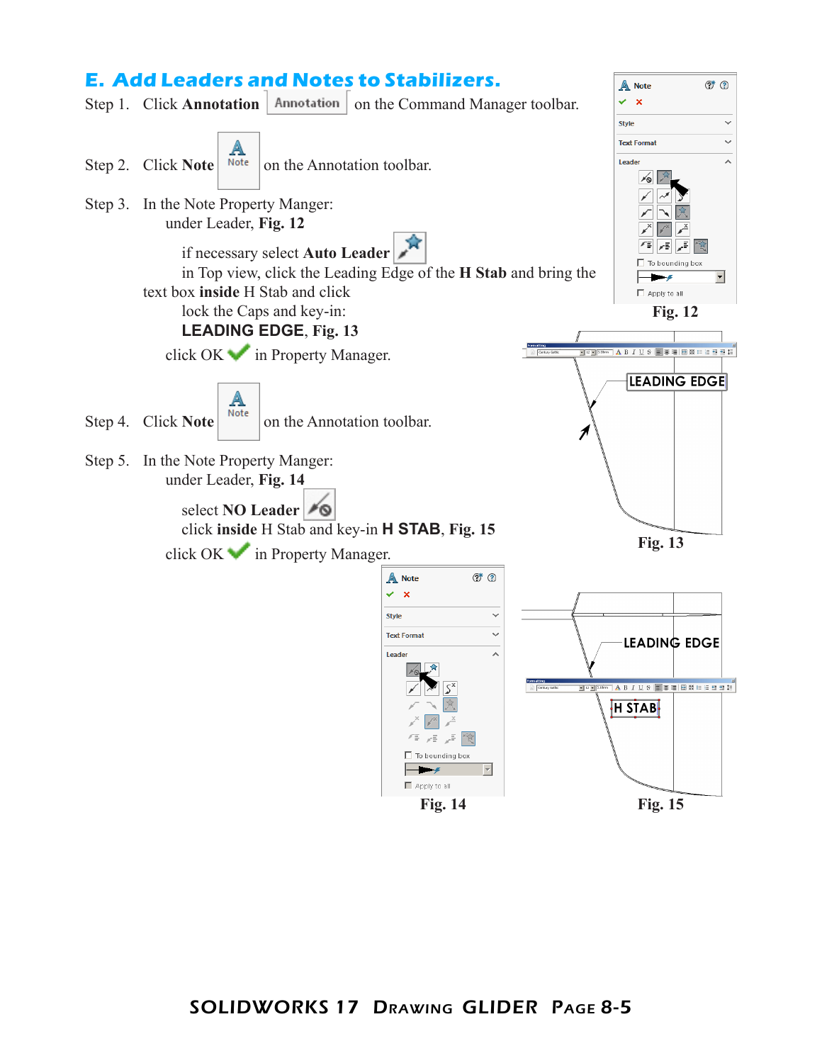## E. Add Leaders and Notes to Stabilizers.

Step 1. Click **Annotation** [Annotation] on the Command Manager toolbar.

Step 2. Click **Note** [Note] on the Annotation toolbar.

Step 3. In the Note Property Manger:

under Leader, **Fig. 12**

if necessary select **Auto Leader**

in Top view, click the Leading Edge of the **H Stab** and bring the text box **inside** H Stab and click

lock the Caps and key-in:

**LEADING EDGE**, **Fig. 13**

click OK in Property Manager.

Step 4. Click **Note** [Note] on the Annotation toolbar.

Step 5. In the Note Property Manger:

under Leader, **Fig. 14**

select **NO Leader**

click **inside** H Stab and key-in **H STAB**, **Fig. 15**

click OK in Property Manager.

Fig. 12

LEADING EDGE

Fig. 13

Fig. 14

LEADING EDGE

H STAB

Fig. 15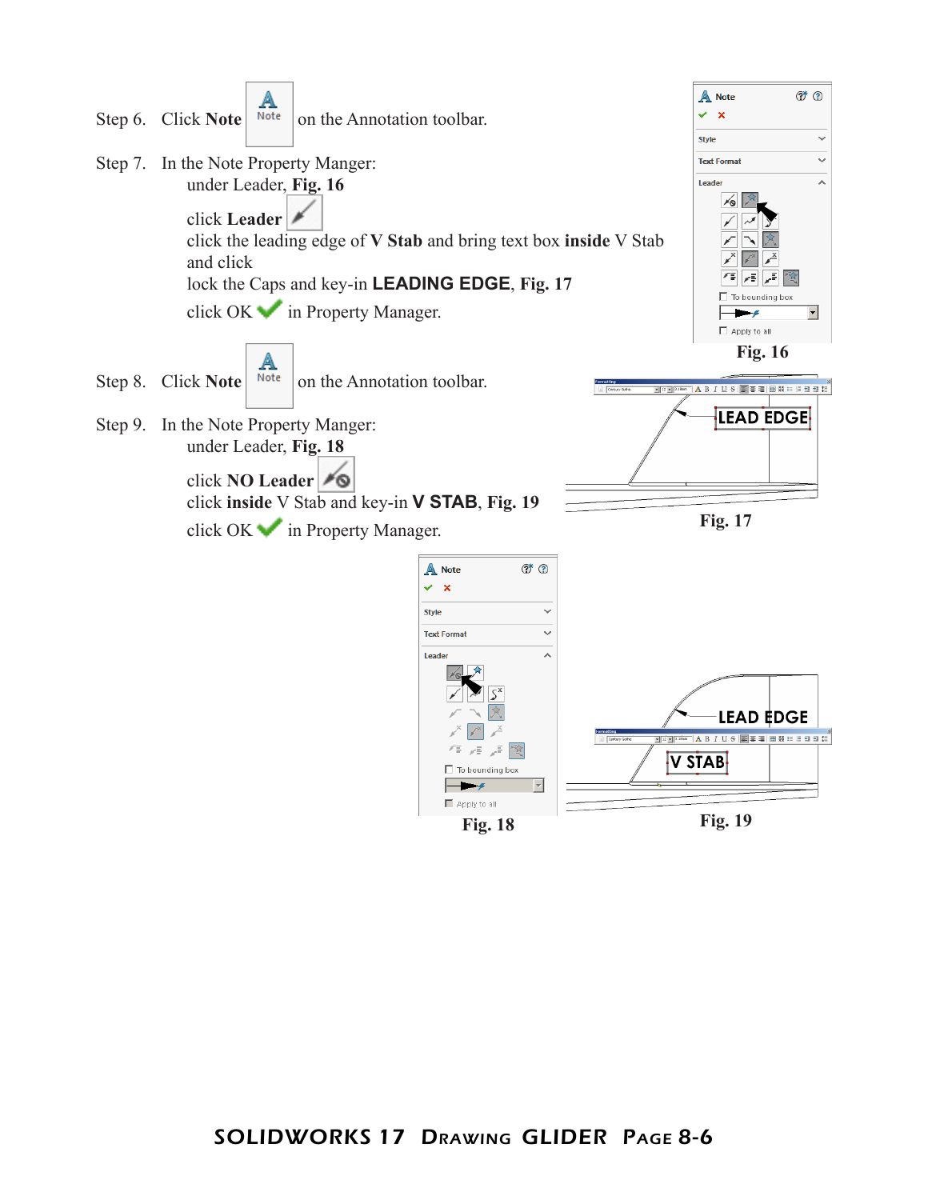Step 6. Click **Note** on the Annotation toolbar.

Step 7. In the Note Property Manger:
under Leader, **Fig. 16**

click **Leader**
click the leading edge of **V Stab** and bring text box **inside** V Stab and click
lock the Caps and key-in **LEADING EDGE**, **Fig. 17**
click OK in Property Manager.

Fig. 16

Step 8. Click **Note** on the Annotation toolbar.

Step 9. In the Note Property Manger:
under Leader, **Fig. 18**

click **NO Leader**
click **inside** V Stab and key-in **V STAB**, **Fig. 19**
click OK in Property Manager.

LEAD EDGE

Fig. 17

Fig. 18

LEAD EDGE

V STAB

Fig. 19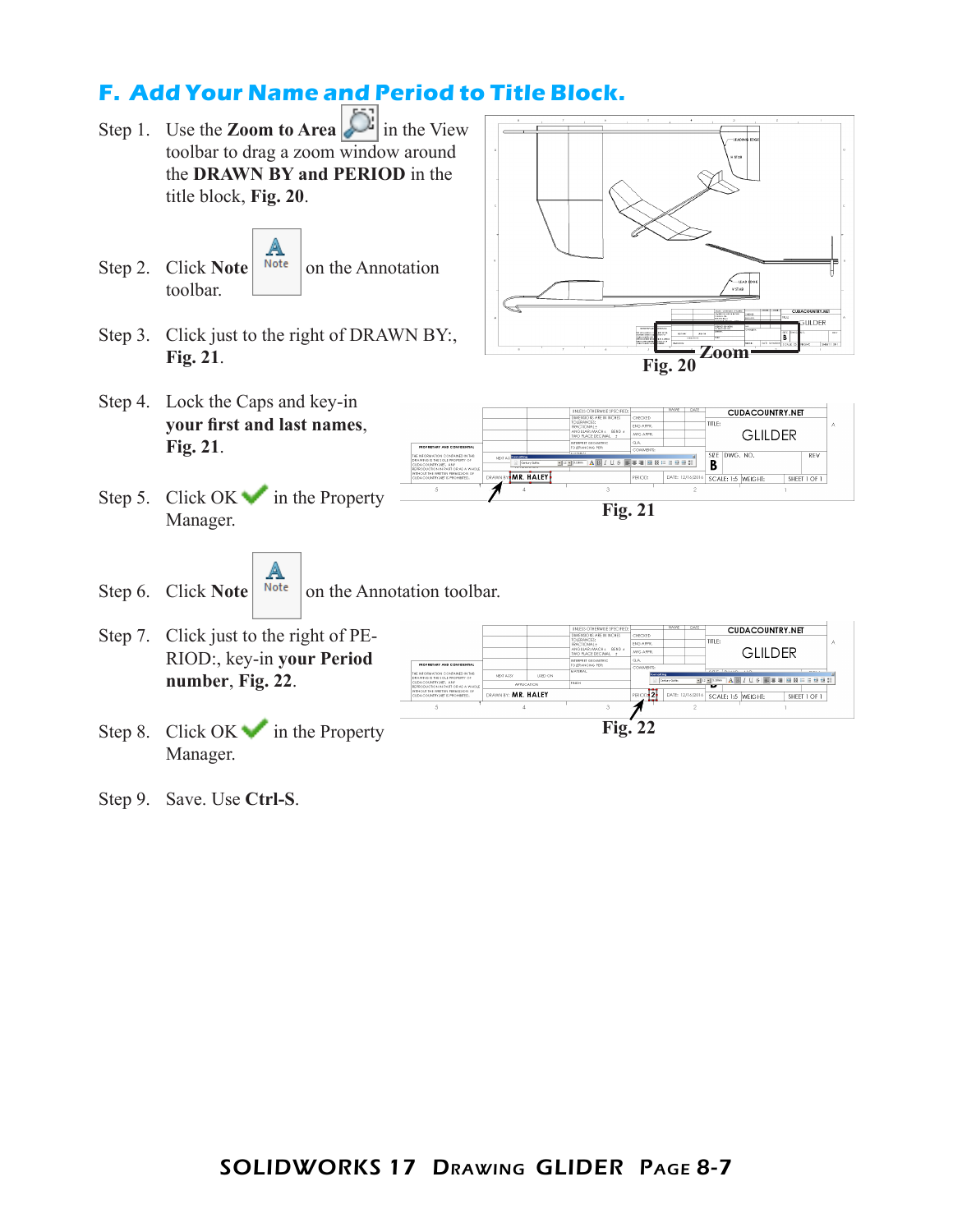## F. Add Your Name and Period to Title Block.

Step 1. Use the **Zoom to Area** in the View toolbar to drag a zoom window around the **DRAWN BY and PERIOD** in the title block, **Fig. 20**.

Step 2. Click **Note** on the Annotation toolbar.

Step 3. Click just to the right of DRAWN BY:, **Fig. 21**.

Step 4. Lock the Caps and key-in **your first and last names**, **Fig. 21**.

Step 5. Click OK in the Property Manager.

Step 6. Click **Note** on the Annotation toolbar.

Step 7. Click just to the right of PERIOD:, key-in **your Period number**, **Fig. 22**.

Step 8. Click OK in the Property Manager.

Step 9. Save. Use **Ctrl-S**.

Zoom

Fig. 20

CUDACOUNTRY.NET

GLILDER

MR. HALEY

Fig. 21

CUDACOUNTRY.NET

GLILDER

MR. HALEY

Fig. 22